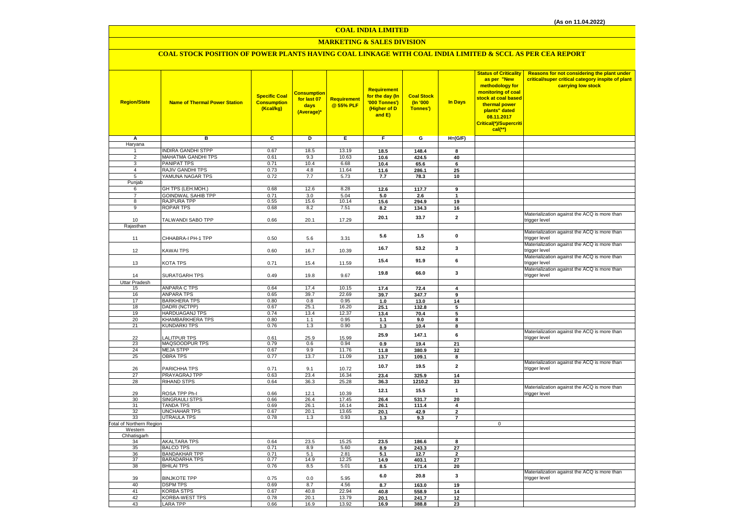(As on 11.04.2022)

# COAL INDIA LIMITED

## MARKETING & SALES DIVISION

### COAL STOCK POSITION OF POWER PLANTS HAVING COAL LINKAGE WITH COAL INDIA LIMITED & SCCL AS PER CEA REPORT

| Region/State | Name of Thermal Power Station | Specific Coal Consumption (Kcal/kg) | Consumption for last 07 days (Average)* | Requirement @ 55% PLF | Requirement for the day (In '000 Tonnes') (Higher of D and E) | Coal Stock (In '000 Tonnes') | In Days | Status of Criticality as per "New methodology for monitoring of coal stock at coal based thermal power plants" dated 08.11.2017 Critical(*)/Supercritical(**) | Reasons for not considering the plant under critical/super critical category inspite of plant carrying low stock |
|---|---|---|---|---|---|---|---|---|---|
| A | B | C | D | E | F | G | H=(G/F) | | |
| Haryana | | | | | | | | | |
| 1 | INDIRA GANDHI STPP | 0.67 | 18.5 | 13.19 | 18.5 | 148.4 | 8 | | |
| 2 | MAHATMA GANDHI TPS | 0.61 | 9.3 | 10.63 | 10.6 | 424.5 | 40 | | |
| 3 | PANIPAT TPS | 0.71 | 10.4 | 6.68 | 10.4 | 65.6 | 6 | | |
| 4 | RAJIV GANDHI TPS | 0.73 | 4.8 | 11.64 | 11.6 | 286.1 | 25 | | |
| 5 | YAMUNA NAGAR TPS | 0.72 | 7.7 | 5.73 | 7.7 | 78.3 | 10 | | |
| Punjab | | | | | | | | | |
| 6 | GH TPS (LEH.MOH.) | 0.68 | 12.6 | 8.28 | 12.6 | 117.7 | 9 | | |
| 7 | GOINDWAL SAHIB TPP | 0.71 | 3.0 | 5.04 | 5.0 | 2.6 | 1 | | |
| 8 | RAJPURA TPP | 0.55 | 15.6 | 10.14 | 15.6 | 294.9 | 19 | | |
| 9 | ROPAR TPS | 0.68 | 8.2 | 7.51 | 8.2 | 134.3 | 16 | | |
| 10 | TALWANDI SABO TPP | 0.66 | 20.1 | 17.29 | 20.1 | 33.7 | 2 | | Materialization against the ACQ is more than trigger level |
| Rajasthan | | | | | | | | | |
| 11 | CHHABRA-I PH-1 TPP | 0.50 | 5.6 | 3.31 | 5.6 | 1.5 | 0 | | Materialization against the ACQ is more than trigger level |
| 12 | KAWAI TPS | 0.60 | 16.7 | 10.39 | 16.7 | 53.2 | 3 | | Materialization against the ACQ is more than trigger level |
| 13 | KOTA TPS | 0.71 | 15.4 | 11.59 | 15.4 | 91.9 | 6 | | Materialization against the ACQ is more than trigger level |
| 14 | SURATGARH TPS | 0.49 | 19.8 | 9.67 | 19.8 | 66.0 | 3 | | Materialization against the ACQ is more than trigger level |
| Uttar Pradesh | | | | | | | | | |
| 15 | ANPARA C TPS | 0.64 | 17.4 | 10.15 | 17.4 | 72.4 | 4 | | |
| 16 | ANPARA TPS | 0.65 | 39.7 | 22.69 | 39.7 | 347.7 | 9 | | |
| 17 | BARKHERA TPS | 0.80 | 0.8 | 0.95 | 1.0 | 13.0 | 14 | | |
| 18 | DADRI (NCTPP) | 0.67 | 25.1 | 16.20 | 25.1 | 132.8 | 5 | | |
| 19 | HARDUAGANJ TPS | 0.74 | 13.4 | 12.37 | 13.4 | 70.4 | 5 | | |
| 20 | KHAMBARKHERA TPS | 0.80 | 1.1 | 0.95 | 1.1 | 9.0 | 8 | | |
| 21 | KUNDARKI TPS | 0.76 | 1.3 | 0.90 | 1.3 | 10.4 | 8 | | |
| 22 | LALITPUR TPS | 0.61 | 25.9 | 15.99 | 25.9 | 147.1 | 6 | | Materialization against the ACQ is more than trigger level |
| 23 | MAQSOODPUR TPS | 0.79 | 0.6 | 0.94 | 0.9 | 19.4 | 21 | | |
| 24 | MEJA STPP | 0.67 | 9.9 | 11.76 | 11.8 | 380.9 | 32 | | |
| 25 | OBRA TPS | 0.77 | 13.7 | 11.09 | 13.7 | 109.1 | 8 | | |
| 26 | PARICHHA TPS | 0.71 | 9.1 | 10.72 | 10.7 | 19.5 | 2 | | Materialization against the ACQ is more than trigger level |
| 27 | PRAYAGRAJ TPP | 0.63 | 23.4 | 16.34 | 23.4 | 325.9 | 14 | | |
| 28 | RIHAND STPS | 0.64 | 36.3 | 25.28 | 36.3 | 1210.2 | 33 | | |
| 29 | ROSA TPP Ph-I | 0.66 | 12.1 | 10.39 | 12.1 | 15.5 | 1 | | Materialization against the ACQ is more than trigger level |
| 30 | SINGRAULI STPS | 0.66 | 26.4 | 17.45 | 26.4 | 531.7 | 20 | | |
| 31 | TANDA TPS | 0.69 | 26.1 | 16.14 | 26.1 | 111.4 | 4 | | |
| 32 | UNCHAHAR TPS | 0.67 | 20.1 | 13.65 | 20.1 | 42.9 | 2 | | |
| 33 | UTRAULA TPS | 0.78 | 1.3 | 0.93 | 1.3 | 9.3 | 7 | | |
| Total of Northern Region | | | | | | | | 0 | |
| Western | | | | | | | | | |
| Chhatisgarh | | | | | | | | | |
| 34 | AKALTARA TPS | 0.64 | 23.5 | 15.25 | 23.5 | 186.6 | 8 | | |
| 35 | BALCO TPS | 0.71 | 8.9 | 5.60 | 8.9 | 243.3 | 27 | | |
| 36 | BANDAKHAR TPP | 0.71 | 5.1 | 2.81 | 5.1 | 12.7 | 2 | | |
| 37 | BARADARHA TPS | 0.77 | 14.9 | 12.25 | 14.9 | 403.1 | 27 | | |
| 38 | BHILAI TPS | 0.76 | 8.5 | 5.01 | 8.5 | 171.4 | 20 | | |
| 39 | BINJKOTE TPP | 0.75 | 0.0 | 5.95 | 6.0 | 20.8 | 3 | | Materialization against the ACQ is more than trigger level |
| 40 | DSPM TPS | 0.69 | 8.7 | 4.56 | 8.7 | 163.0 | 19 | | |
| 41 | KORBA STPS | 0.67 | 40.8 | 22.94 | 40.8 | 558.9 | 14 | | |
| 42 | KORBA-WEST TPS | 0.78 | 20.1 | 13.79 | 20.1 | 241.7 | 12 | | |
| 43 | LARA TPP | 0.66 | 16.9 | 13.92 | 16.9 | 388.8 | 23 | | |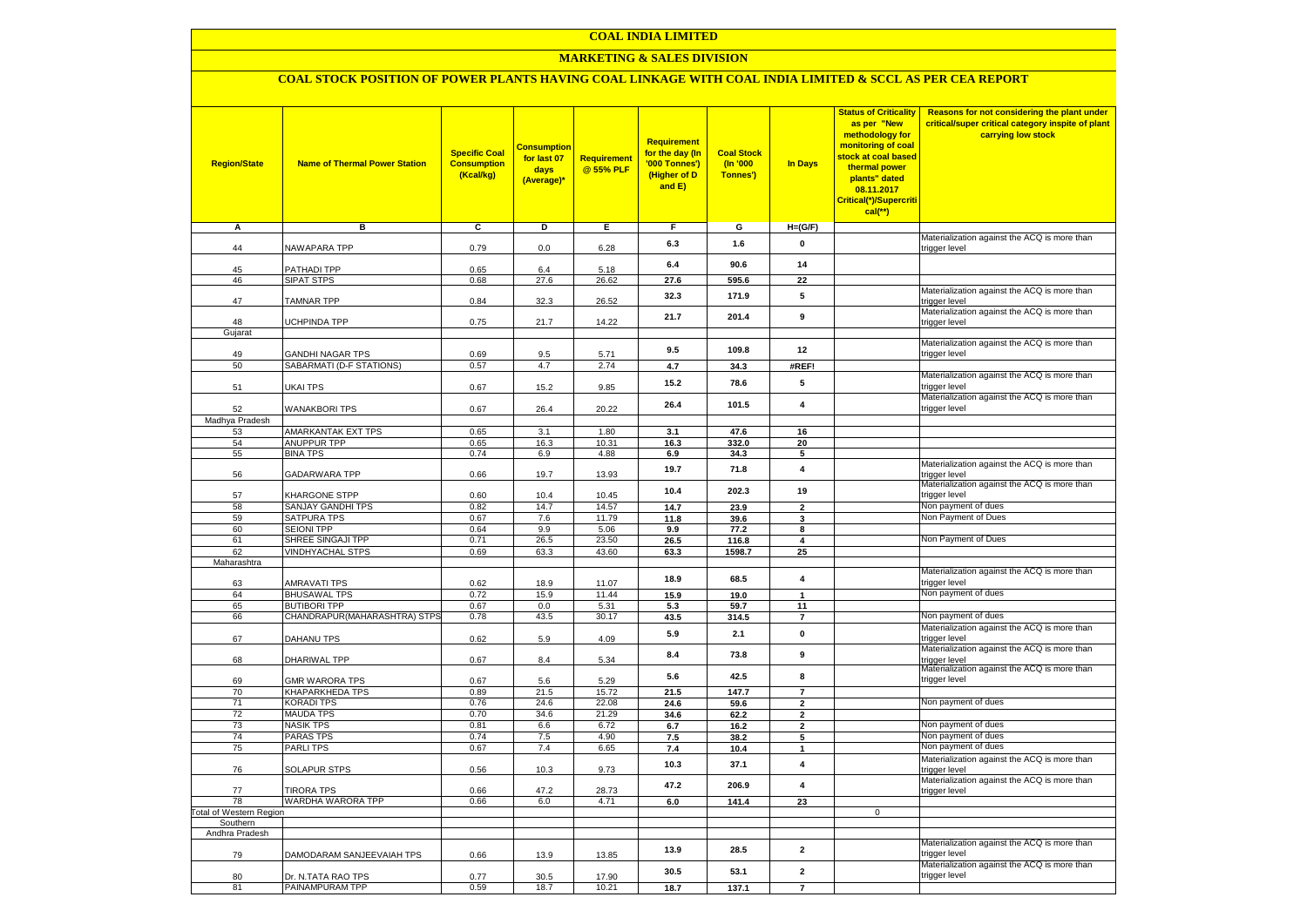# COAL INDIA LIMITED

## MARKETING & SALES DIVISION

### COAL STOCK POSITION OF POWER PLANTS HAVING COAL LINKAGE WITH COAL INDIA LIMITED & SCCL AS PER CEA REPORT

| Region/State | Name of Thermal Power Station | Specific Coal Consumption (Kcal/kg) | Consumption for last 07 days (Average)* | Requirement @ 55% PLF | Requirement for the day (In '000 Tonnes') (Higher of D and E) | Coal Stock (In '000 Tonnes') | In Days | Status of Criticality as per "New methodology for monitoring of coal stock at coal based thermal power plants" dated 08.11.2017 Critical(*)/Supercritical(**) | Reasons for not considering the plant under critical/super critical category inspite of plant carrying low stock |
|---|---|---|---|---|---|---|---|---|---|
| A | B | C | D | E | F | G | H=(G/F) | | |
| 44 | NAWAPARA TPP | 0.79 | 0.0 | 6.28 | 6.3 | 1.6 | 0 | | Materialization against the ACQ is more than trigger level |
| 45 | PATHADI TPP | 0.65 | 6.4 | 5.18 | 6.4 | 90.6 | 14 | | |
| 46 | SIPAT STPS | 0.68 | 27.6 | 26.62 | 27.6 | 595.6 | 22 | | |
| 47 | TAMNAR TPP | 0.84 | 32.3 | 26.52 | 32.3 | 171.9 | 5 | | Materialization against the ACQ is more than trigger level |
| 48 | UCHPINDA TPP | 0.75 | 21.7 | 14.22 | 21.7 | 201.4 | 9 | | Materialization against the ACQ is more than trigger level |
| Gujarat | | | | | | | | | |
| 49 | GANDHI NAGAR TPS | 0.69 | 9.5 | 5.71 | 9.5 | 109.8 | 12 | | Materialization against the ACQ is more than trigger level |
| 50 | SABARMATI (D-F STATIONS) | 0.57 | 4.7 | 2.74 | 4.7 | 34.3 | #REF! | | |
| 51 | UKAI TPS | 0.67 | 15.2 | 9.85 | 15.2 | 78.6 | 5 | | Materialization against the ACQ is more than trigger level |
| 52 | WANAKBORI TPS | 0.67 | 26.4 | 20.22 | 26.4 | 101.5 | 4 | | Materialization against the ACQ is more than trigger level |
| Madhya Pradesh | | | | | | | | | |
| 53 | AMARKANTAK EXT TPS | 0.65 | 3.1 | 1.80 | 3.1 | 47.6 | 16 | | |
| 54 | ANUPPUR TPP | 0.65 | 16.3 | 10.31 | 16.3 | 332.0 | 20 | | |
| 55 | BINA TPS | 0.74 | 6.9 | 4.88 | 6.9 | 34.3 | 5 | | |
| 56 | GADARWARA TPP | 0.66 | 19.7 | 13.93 | 19.7 | 71.8 | 4 | | Materialization against the ACQ is more than trigger level |
| 57 | KHARGONE STPP | 0.60 | 10.4 | 10.45 | 10.4 | 202.3 | 19 | | Materialization against the ACQ is more than trigger level |
| 58 | SANJAY GANDHI TPS | 0.82 | 14.7 | 14.57 | 14.7 | 23.9 | 2 | | Non payment of dues |
| 59 | SATPURA TPS | 0.67 | 7.6 | 11.79 | 11.8 | 39.6 | 3 | | Non Payment of Dues |
| 60 | SEIONI TPP | 0.64 | 9.9 | 5.06 | 9.9 | 77.2 | 8 | | |
| 61 | SHREE SINGAJI TPP | 0.71 | 26.5 | 23.50 | 26.5 | 116.8 | 4 | | Non Payment of Dues |
| 62 | VINDHYACHAL STPS | 0.69 | 63.3 | 43.60 | 63.3 | 1598.7 | 25 | | |
| Maharashtra | | | | | | | | | |
| 63 | AMRAVATI TPS | 0.62 | 18.9 | 11.07 | 18.9 | 68.5 | 4 | | Materialization against the ACQ is more than trigger level |
| 64 | BHUSAWAL TPS | 0.72 | 15.9 | 11.44 | 15.9 | 19.0 | 1 | | Non payment of dues |
| 65 | BUTIBORI TPP | 0.67 | 0.0 | 5.31 | 5.3 | 59.7 | 11 | | |
| 66 | CHANDRAPUR(MAHARASHTRA) STPS | 0.78 | 43.5 | 30.17 | 43.5 | 314.5 | 7 | | Non payment of dues |
| 67 | DAHANU TPS | 0.62 | 5.9 | 4.09 | 5.9 | 2.1 | 0 | | Materialization against the ACQ is more than trigger level |
| 68 | DHARIWAL TPP | 0.67 | 8.4 | 5.34 | 8.4 | 73.8 | 9 | | Materialization against the ACQ is more than trigger level |
| 69 | GMR WARORA TPS | 0.67 | 5.6 | 5.29 | 5.6 | 42.5 | 8 | | Materialization against the ACQ is more than trigger level |
| 70 | KHAPARKHEDA TPS | 0.89 | 21.5 | 15.72 | 21.5 | 147.7 | 7 | | |
| 71 | KORADI TPS | 0.76 | 24.6 | 22.08 | 24.6 | 59.6 | 2 | | Non payment of dues |
| 72 | MAUDA TPS | 0.70 | 34.6 | 21.29 | 34.6 | 62.2 | 2 | | |
| 73 | NASIK TPS | 0.81 | 6.6 | 6.72 | 6.7 | 16.2 | 2 | | Non payment of dues |
| 74 | PARAS TPS | 0.74 | 7.5 | 4.90 | 7.5 | 38.2 | 5 | | Non payment of dues |
| 75 | PARLI TPS | 0.67 | 7.4 | 6.65 | 7.4 | 10.4 | 1 | | Non payment of dues |
| 76 | SOLAPUR STPS | 0.56 | 10.3 | 9.73 | 10.3 | 37.1 | 4 | | Materialization against the ACQ is more than trigger level |
| 77 | TIRORA TPS | 0.66 | 47.2 | 28.73 | 47.2 | 206.9 | 4 | | Materialization against the ACQ is more than trigger level |
| 78 | WARDHA WARORA TPP | 0.66 | 6.0 | 4.71 | 6.0 | 141.4 | 23 | | |
| Total of Western Region | | | | | | | | 0 | |
| Southern | | | | | | | | | |
| Andhra Pradesh | | | | | | | | | |
| 79 | DAMODARAM SANJEEVAIAH TPS | 0.66 | 13.9 | 13.85 | 13.9 | 28.5 | 2 | | Materialization against the ACQ is more than trigger level |
| 80 | Dr. N.TATA RAO TPS | 0.77 | 30.5 | 17.90 | 30.5 | 53.1 | 2 | | Materialization against the ACQ is more than trigger level |
| 81 | PAINAMPURAM TPP | 0.59 | 18.7 | 10.21 | 18.7 | 137.1 | 7 | | |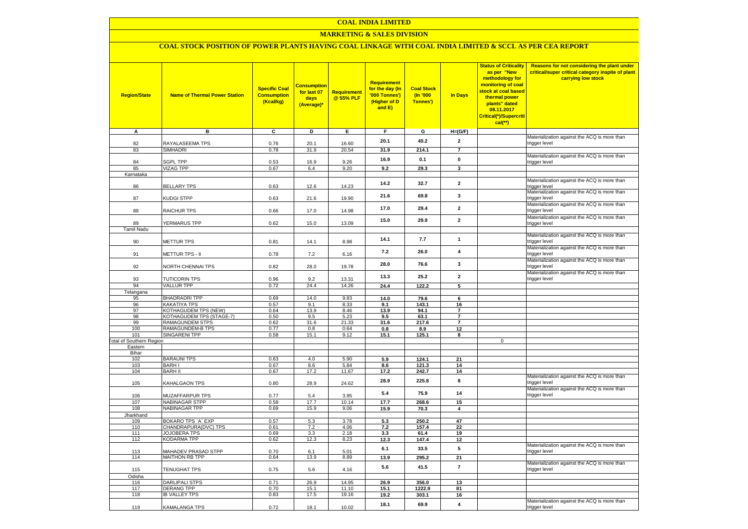# COAL INDIA LIMITED

## MARKETING & SALES DIVISION

### COAL STOCK POSITION OF POWER PLANTS HAVING COAL LINKAGE WITH COAL INDIA LIMITED & SCCL AS PER CEA REPORT

| Region/State | Name of Thermal Power Station | Specific Coal Consumption (Kcal/kg) | Consumption for last 07 days (Average)* | Requirement @ 55% PLF | Requirement for the day (In '000 Tonnes') (Higher of D and E) | Coal Stock (In '000 Tonnes') | In Days | Status of Criticality as per "New methodology for monitoring of coal stock at coal based thermal power plants" dated 08.11.2017 Critical(*)/Supercritical(**) | Reasons for not considering the plant under critical/super critical category inspite of plant carrying low stock |
|---|---|---|---|---|---|---|---|---|---|
| A | B | C | D | E | F | G | H=(G/F) | | |
| 82 | RAYALASEEMA TPS | 0.76 | 20.1 | 16.60 | 20.1 | 40.2 | 2 | | Materialization against the ACQ is more than trigger level |
| 83 | SIMHADRI | 0.78 | 31.9 | 20.54 | 31.9 | 214.1 | 7 | | |
| 84 | SGPL TPP | 0.53 | 16.9 | 9.26 | 16.9 | 0.1 | 0 | | Materialization against the ACQ is more than trigger level |
| 85 | VIZAG TPP | 0.67 | 6.4 | 9.20 | 9.2 | 29.3 | 3 | | |
| Karnataka | | | | | | | | | |
| 86 | BELLARY TPS | 0.63 | 12.6 | 14.23 | 14.2 | 32.7 | 2 | | Materialization against the ACQ is more than trigger level |
| 87 | KUDGI STPP | 0.63 | 21.6 | 19.90 | 21.6 | 69.8 | 3 | | Materialization against the ACQ is more than trigger level |
| 88 | RAICHUR TPS | 0.66 | 17.0 | 14.98 | 17.0 | 29.4 | 2 | | Materialization against the ACQ is more than trigger level |
| 89 | YERMARUS TPP | 0.62 | 15.0 | 13.09 | 15.0 | 29.9 | 2 | | Materialization against the ACQ is more than trigger level |
| Tamil Nadu | | | | | | | | | |
| 90 | METTUR TPS | 0.81 | 14.1 | 8.98 | 14.1 | 7.7 | 1 | | Materialization against the ACQ is more than trigger level |
| 91 | METTUR TPS - II | 0.78 | 7.2 | 6.16 | 7.2 | 26.0 | 4 | | Materialization against the ACQ is more than trigger level |
| 92 | NORTH CHENNAI TPS | 0.82 | 28.0 | 19.78 | 28.0 | 76.6 | 3 | | Materialization against the ACQ is more than trigger level |
| 93 | TUTICORIN TPS | 0.96 | 9.2 | 13.31 | 13.3 | 25.2 | 2 | | Materialization against the ACQ is more than trigger level |
| 94 | VALLUR TPP | 0.72 | 24.4 | 14.26 | 24.4 | 122.2 | 5 | | |
| Telangana | | | | | | | | | |
| 95 | BHADRADRI TPP | 0.69 | 14.0 | 9.83 | 14.0 | 79.6 | 6 | | |
| 96 | KAKATIYA TPS | 0.57 | 9.1 | 8.33 | 9.1 | 143.1 | 16 | | |
| 97 | KOTHAGUDEM TPS (NEW) | 0.64 | 13.9 | 8.46 | 13.9 | 94.1 | 7 | | |
| 98 | KOTHAGUDEM TPS (STAGE-7) | 0.50 | 9.5 | 5.23 | 9.5 | 63.1 | 7 | | |
| 99 | RAMAGUNDEM STPS | 0.62 | 31.6 | 21.33 | 31.6 | 217.6 | 7 | | |
| 100 | RAMAGUNDEM-B TPS | 0.77 | 0.8 | 0.64 | 0.8 | 8.9 | 12 | | |
| 101 | SINGARENI TPP | 0.58 | 15.1 | 9.12 | 15.1 | 125.1 | 8 | | |
| Total of Southern Region | | | | | | | | 0 | |
| Eastern | | | | | | | | | |
| Bihar | | | | | | | | | |
| 102 | BARAUNI TPS | 0.63 | 4.0 | 5.90 | 5.9 | 124.1 | 21 | | |
| 103 | BARH I | 0.67 | 8.6 | 5.84 | 8.6 | 121.3 | 14 | | |
| 104 | BARH II | 0.67 | 17.2 | 11.67 | 17.2 | 242.7 | 14 | | |
| 105 | KAHALGAON TPS | 0.80 | 28.9 | 24.62 | 28.9 | 225.8 | 8 | | Materialization against the ACQ is more than trigger level |
| 106 | MUZAFFARPUR TPS | 0.77 | 5.4 | 3.95 | 5.4 | 75.9 | 14 | | Materialization against the ACQ is more than trigger level |
| 107 | NABINAGAR STPP | 0.58 | 17.7 | 10.14 | 17.7 | 268.6 | 15 | | |
| 108 | NABINAGAR TPP | 0.69 | 15.9 | 9.06 | 15.9 | 70.3 | 4 | | |
| Jharkhand | | | | | | | | | |
| 109 | BOKARO TPS `A` EXP | 0.57 | 5.3 | 3.78 | 5.3 | 250.2 | 47 | | |
| 110 | CHANDRAPURA(DVC) TPS | 0.61 | 7.2 | 4.06 | 7.2 | 157.4 | 22 | | |
| 111 | JOJOBERA TPS | 0.69 | 3.3 | 2.18 | 3.3 | 61.4 | 19 | | |
| 112 | KODARMA TPP | 0.62 | 12.3 | 8.23 | 12.3 | 147.4 | 12 | | |
| 113 | MAHADEV PRASAD STPP | 0.70 | 6.1 | 5.01 | 6.1 | 33.5 | 5 | | Materialization against the ACQ is more than trigger level |
| 114 | MAITHON RB TPP | 0.64 | 13.9 | 8.89 | 13.9 | 295.2 | 21 | | |
| 115 | TENUGHAT TPS | 0.75 | 5.6 | 4.16 | 5.6 | 41.5 | 7 | | Materialization against the ACQ is more than trigger level |
| Odisha | | | | | | | | | |
| 116 | DARLIPALI STPS | 0.71 | 26.9 | 14.95 | 26.9 | 356.0 | 13 | | |
| 117 | DERANG TPP | 0.70 | 15.1 | 11.10 | 15.1 | 1222.9 | 81 | | |
| 118 | IB VALLEY TPS | 0.83 | 17.5 | 19.16 | 19.2 | 303.1 | 16 | | |
| 119 | KAMALANGA TPS | 0.72 | 18.1 | 10.02 | 18.1 | 69.9 | 4 | | Materialization against the ACQ is more than trigger level |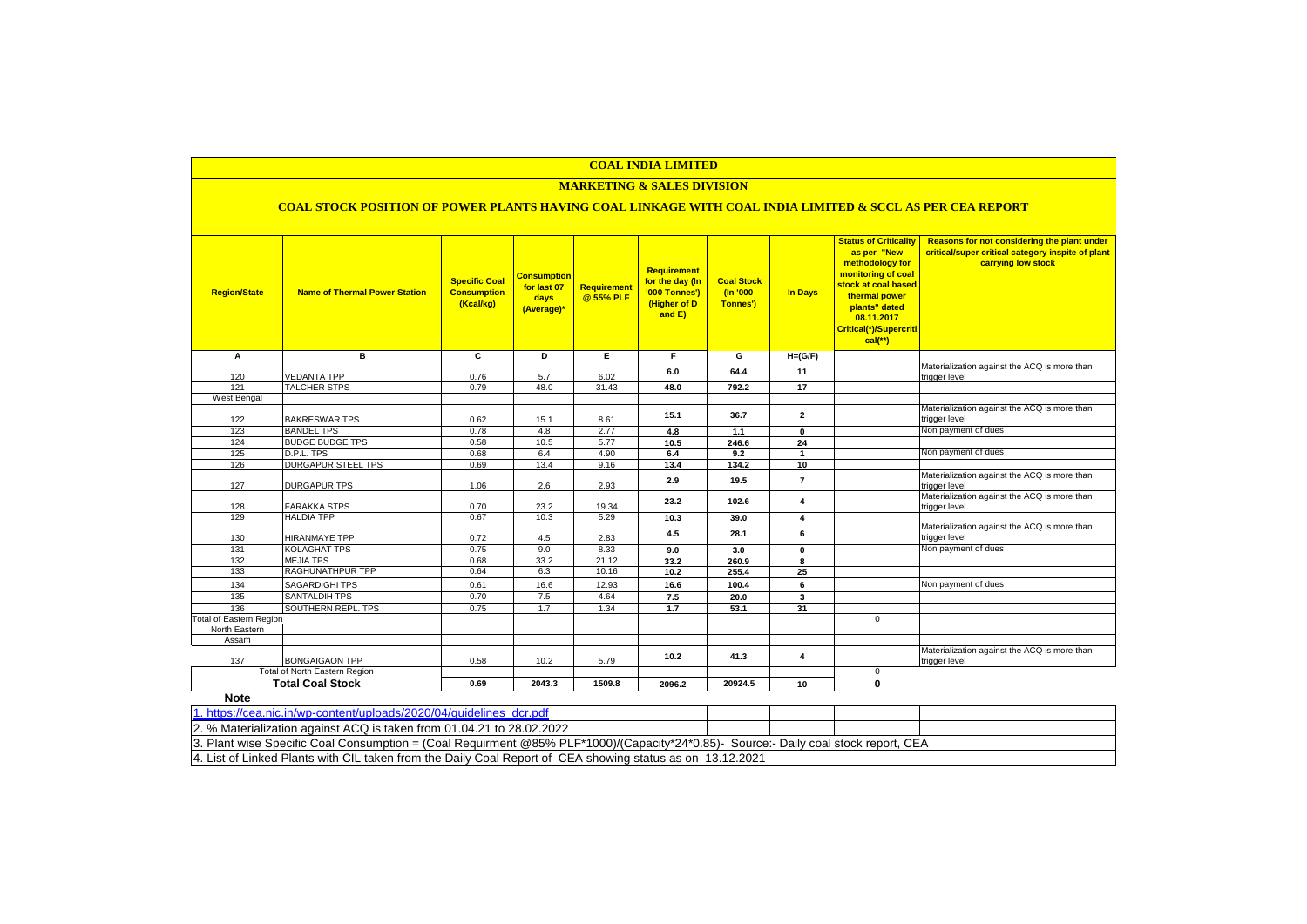# COAL INDIA LIMITED

## MARKETING & SALES DIVISION

### COAL STOCK POSITION OF POWER PLANTS HAVING COAL LINKAGE WITH COAL INDIA LIMITED & SCCL AS PER CEA REPORT

| Region/State | Name of Thermal Power Station | Specific Coal Consumption (Kcal/kg) | Consumption for last 07 days (Average)* | Requirement @ 55% PLF | Requirement for the day (In '000 Tonnes') (Higher of D and E) | Coal Stock (In '000 Tonnes') | In Days | Status of Criticality as per "New methodology for monitoring of coal stock at coal based thermal power plants" dated 08.11.2017 Critical(*)/Supercritical(**) | Reasons for not considering the plant under critical/super critical category inspite of plant carrying low stock |
|---|---|---|---|---|---|---|---|---|---|
| A | B | C | D | E | F | G | H=(G/F) | | |
| 120 | VEDANTA TPP | 0.76 | 5.7 | 6.02 | 6.0 | 64.4 | 11 | | Materialization against the ACQ is more than trigger level |
| 121 | TALCHER STPS | 0.79 | 48.0 | 31.43 | 48.0 | 792.2 | 17 | | |
| West Bengal | | | | | | | | | |
| 122 | BAKRESWAR TPS | 0.62 | 15.1 | 8.61 | 15.1 | 36.7 | 2 | | Materialization against the ACQ is more than trigger level |
| 123 | BANDEL TPS | 0.78 | 4.8 | 2.77 | 4.8 | 1.1 | 0 | | Non payment of dues |
| 124 | BUDGE BUDGE TPS | 0.58 | 10.5 | 5.77 | 10.5 | 246.6 | 24 | | |
| 125 | D.P.L. TPS | 0.68 | 6.4 | 4.90 | 6.4 | 9.2 | 1 | | Non payment of dues |
| 126 | DURGAPUR STEEL TPS | 0.69 | 13.4 | 9.16 | 13.4 | 134.2 | 10 | | |
| 127 | DURGAPUR TPS | 1.06 | 2.6 | 2.93 | 2.9 | 19.5 | 7 | | Materialization against the ACQ is more than trigger level |
| 128 | FARAKKA STPS | 0.70 | 23.2 | 19.34 | 23.2 | 102.6 | 4 | | Materialization against the ACQ is more than trigger level |
| 129 | HALDIA TPP | 0.67 | 10.3 | 5.29 | 10.3 | 39.0 | 4 | | |
| 130 | HIRANMAYE TPP | 0.72 | 4.5 | 2.83 | 4.5 | 28.1 | 6 | | Materialization against the ACQ is more than trigger level |
| 131 | KOLAGHAT TPS | 0.75 | 9.0 | 8.33 | 9.0 | 3.0 | 0 | | Non payment of dues |
| 132 | MEJIA TPS | 0.68 | 33.2 | 21.12 | 33.2 | 260.9 | 8 | | |
| 133 | RAGHUNATHPUR TPP | 0.64 | 6.3 | 10.16 | 10.2 | 255.4 | 25 | | |
| 134 | SAGARDIGHI TPS | 0.61 | 16.6 | 12.93 | 16.6 | 100.4 | 6 | | Non payment of dues |
| 135 | SANTALDIH TPS | 0.70 | 7.5 | 4.64 | 7.5 | 20.0 | 3 | | |
| 136 | SOUTHERN REPL. TPS | 0.75 | 1.7 | 1.34 | 1.7 | 53.1 | 31 | | |
| Total of Eastern Region | | | | | | | | 0 | |
| North Eastern | | | | | | | | | |
| Assam | | | | | | | | | |
| 137 | BONGAIGAON TPP | 0.58 | 10.2 | 5.79 | 10.2 | 41.3 | 4 | | Materialization against the ACQ is more than trigger level |
| Total of North Eastern Region | | | | | | | | 0 | |
| Total Coal Stock | | 0.69 | 2043.3 | 1509.8 | 2096.2 | 20924.5 | 10 | 0 | |

**Note**

1. https://cea.nic.in/wp-content/uploads/2020/04/guidelines_dcr.pdf
2. % Materialization against ACQ is taken from 01.04.21 to 28.02.2022
3. Plant wise Specific Coal Consumption = (Coal Requirment @85% PLF*1000)/(Capacity*24*0.85)- Source:- Daily coal stock report, CEA
4. List of Linked Plants with CIL taken from the Daily Coal Report of CEA showing status as on 13.12.2021